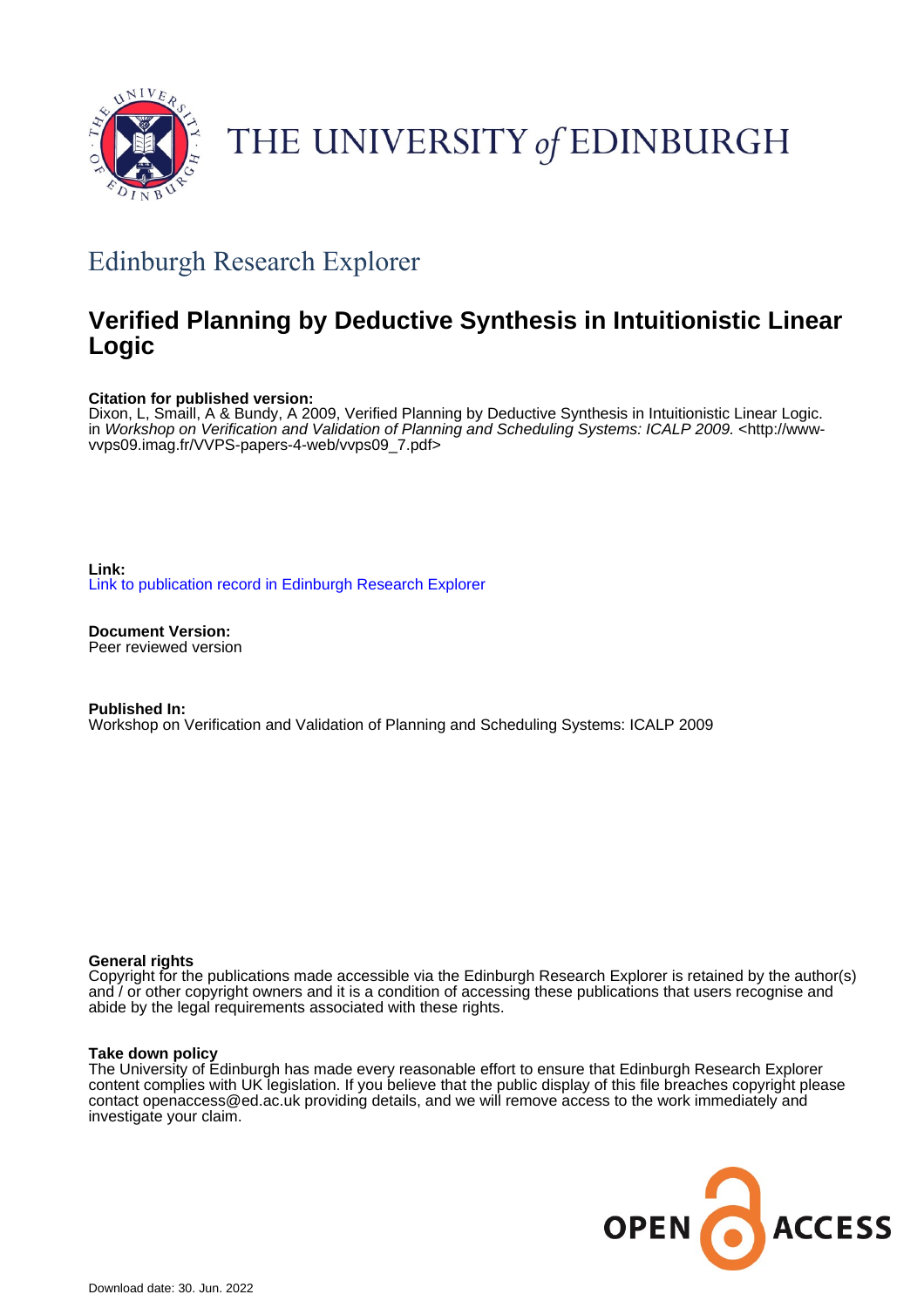THE UNIVERSITY of EDINBURGH

## Edinburgh Research Explorer

# Verified Planning by Deductive Synthesis in Intuitionistic Linear Logic

**Citation for published version:**
Dixon, L, Smaill, A & Bundy, A 2009, Verified Planning by Deductive Synthesis in Intuitionistic Linear Logic. in *Workshop on Verification and Validation of Planning and Scheduling Systems: ICALP 2009.* <http://www-vvps09.imag.fr/VVPS-papers-4-web/vvps09_7.pdf>

**Link:**
Link to publication record in Edinburgh Research Explorer

**Document Version:**
Peer reviewed version

**Published In:**
Workshop on Verification and Validation of Planning and Scheduling Systems: ICALP 2009

**General rights**
Copyright for the publications made accessible via the Edinburgh Research Explorer is retained by the author(s) and / or other copyright owners and it is a condition of accessing these publications that users recognise and abide by the legal requirements associated with these rights.

**Take down policy**
The University of Edinburgh has made every reasonable effort to ensure that Edinburgh Research Explorer content complies with UK legislation. If you believe that the public display of this file breaches copyright please contact openaccess@ed.ac.uk providing details, and we will remove access to the work immediately and investigate your claim.

OPEN ACCESS

Download date: 30. Jun. 2022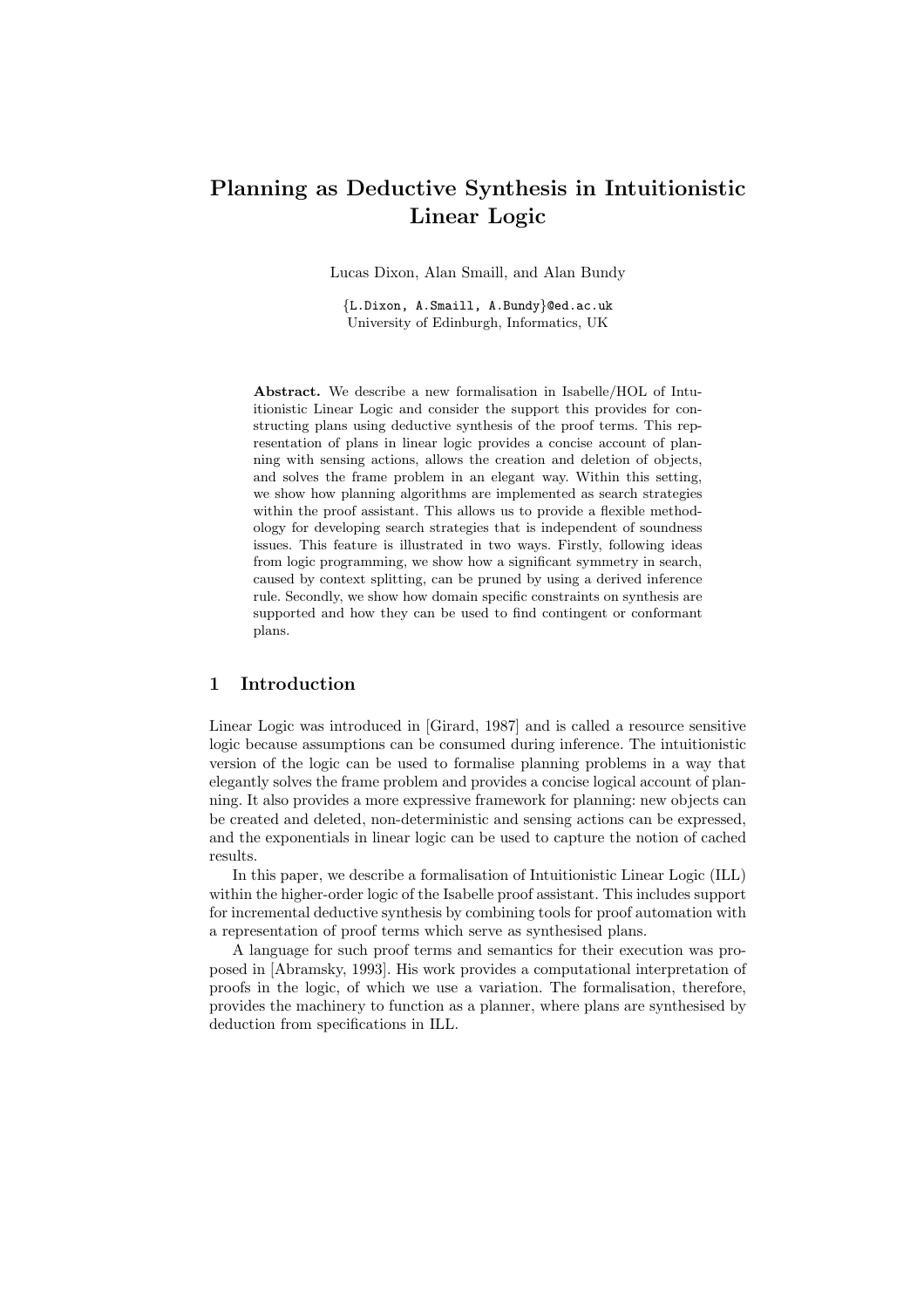# Planning as Deductive Synthesis in Intuitionistic Linear Logic

Lucas Dixon, Alan Smaill, and Alan Bundy

{L.Dixon, A.Smaill, A.Bundy}@ed.ac.uk
University of Edinburgh, Informatics, UK

**Abstract.** We describe a new formalisation in Isabelle/HOL of Intuitionistic Linear Logic and consider the support this provides for constructing plans using deductive synthesis of the proof terms. This representation of plans in linear logic provides a concise account of planning with sensing actions, allows the creation and deletion of objects, and solves the frame problem in an elegant way. Within this setting, we show how planning algorithms are implemented as search strategies within the proof assistant. This allows us to provide a flexible methodology for developing search strategies that is independent of soundness issues. This feature is illustrated in two ways. Firstly, following ideas from logic programming, we show how a significant symmetry in search, caused by context splitting, can be pruned by using a derived inference rule. Secondly, we show how domain specific constraints on synthesis are supported and how they can be used to find contingent or conformant plans.

## 1 Introduction

Linear Logic was introduced in [Girard, 1987] and is called a resource sensitive logic because assumptions can be consumed during inference. The intuitionistic version of the logic can be used to formalise planning problems in a way that elegantly solves the frame problem and provides a concise logical account of planning. It also provides a more expressive framework for planning: new objects can be created and deleted, non-deterministic and sensing actions can be expressed, and the exponentials in linear logic can be used to capture the notion of cached results.

In this paper, we describe a formalisation of Intuitionistic Linear Logic (ILL) within the higher-order logic of the Isabelle proof assistant. This includes support for incremental deductive synthesis by combining tools for proof automation with a representation of proof terms which serve as synthesised plans.

A language for such proof terms and semantics for their execution was proposed in [Abramsky, 1993]. His work provides a computational interpretation of proofs in the logic, of which we use a variation. The formalisation, therefore, provides the machinery to function as a planner, where plans are synthesised by deduction from specifications in ILL.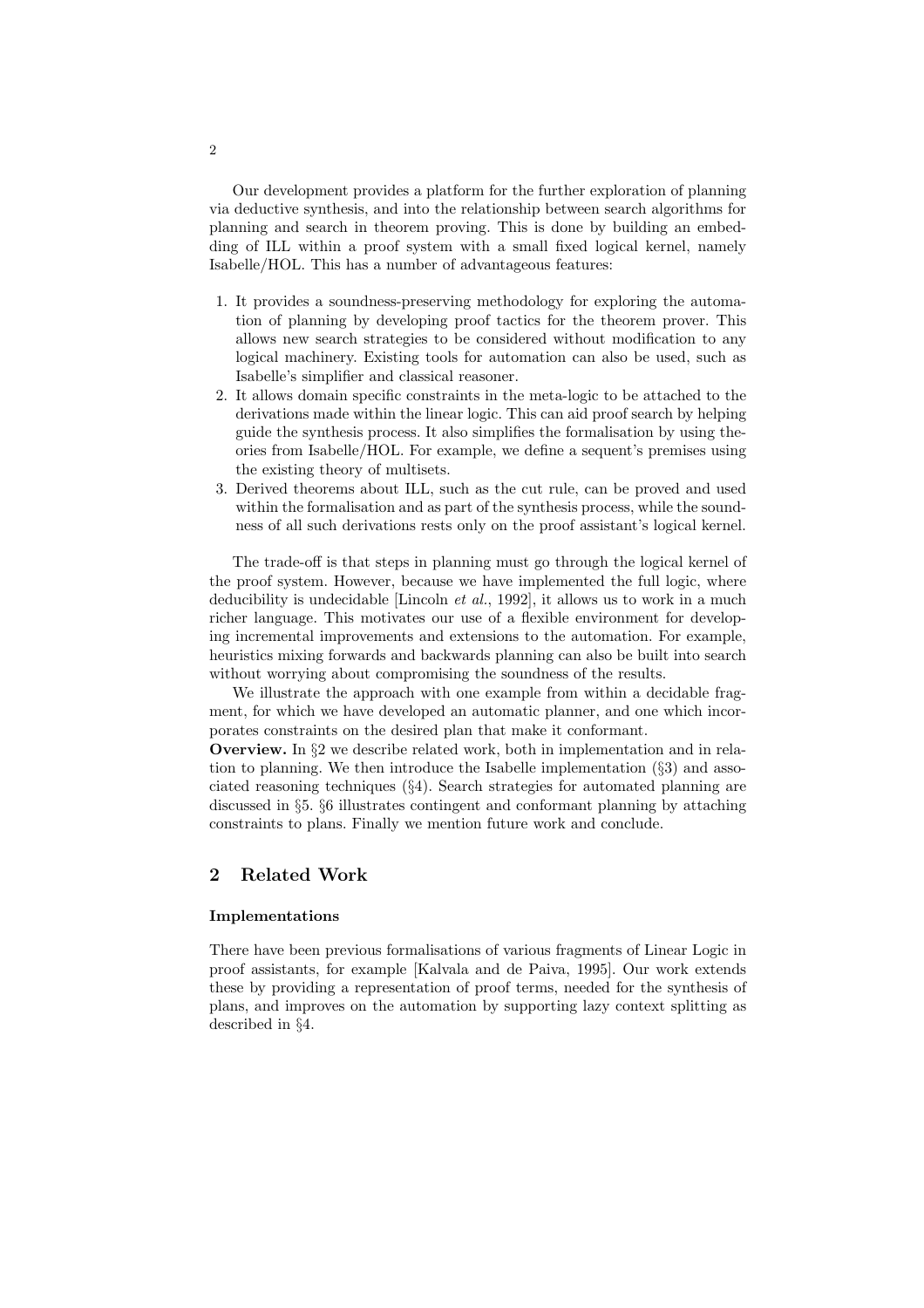Our development provides a platform for the further exploration of planning via deductive synthesis, and into the relationship between search algorithms for planning and search in theorem proving. This is done by building an embedding of ILL within a proof system with a small fixed logical kernel, namely Isabelle/HOL. This has a number of advantageous features:

1. It provides a soundness-preserving methodology for exploring the automation of planning by developing proof tactics for the theorem prover. This allows new search strategies to be considered without modification to any logical machinery. Existing tools for automation can also be used, such as Isabelle's simplifier and classical reasoner.
2. It allows domain specific constraints in the meta-logic to be attached to the derivations made within the linear logic. This can aid proof search by helping guide the synthesis process. It also simplifies the formalisation by using theories from Isabelle/HOL. For example, we define a sequent's premises using the existing theory of multisets.
3. Derived theorems about ILL, such as the cut rule, can be proved and used within the formalisation and as part of the synthesis process, while the soundness of all such derivations rests only on the proof assistant's logical kernel.

The trade-off is that steps in planning must go through the logical kernel of the proof system. However, because we have implemented the full logic, where deducibility is undecidable [Lincoln *et al.*, 1992], it allows us to work in a much richer language. This motivates our use of a flexible environment for developing incremental improvements and extensions to the automation. For example, heuristics mixing forwards and backwards planning can also be built into search without worrying about compromising the soundness of the results.

We illustrate the approach with one example from within a decidable fragment, for which we have developed an automatic planner, and one which incorporates constraints on the desired plan that make it conformant.

**Overview.** In §2 we describe related work, both in implementation and in relation to planning. We then introduce the Isabelle implementation (§3) and associated reasoning techniques (§4). Search strategies for automated planning are discussed in §5. §6 illustrates contingent and conformant planning by attaching constraints to plans. Finally we mention future work and conclude.

## 2 Related Work

#### Implementations

There have been previous formalisations of various fragments of Linear Logic in proof assistants, for example [Kalvala and de Paiva, 1995]. Our work extends these by providing a representation of proof terms, needed for the synthesis of plans, and improves on the automation by supporting lazy context splitting as described in §4.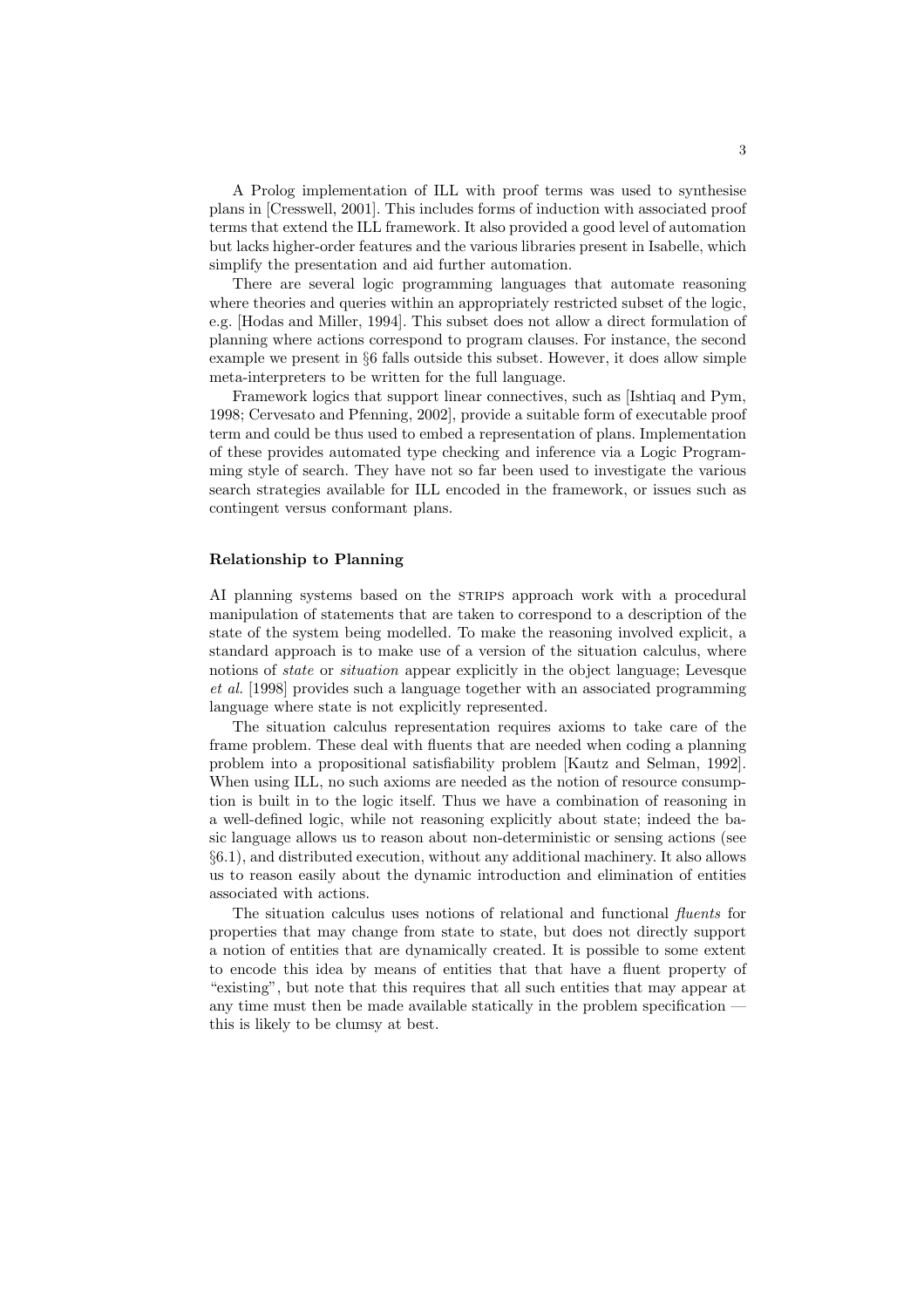A Prolog implementation of ILL with proof terms was used to synthesise plans in [Cresswell, 2001]. This includes forms of induction with associated proof terms that extend the ILL framework. It also provided a good level of automation but lacks higher-order features and the various libraries present in Isabelle, which simplify the presentation and aid further automation.

There are several logic programming languages that automate reasoning where theories and queries within an appropriately restricted subset of the logic, e.g. [Hodas and Miller, 1994]. This subset does not allow a direct formulation of planning where actions correspond to program clauses. For instance, the second example we present in §6 falls outside this subset. However, it does allow simple meta-interpreters to be written for the full language.

Framework logics that support linear connectives, such as [Ishtiaq and Pym, 1998; Cervesato and Pfenning, 2002], provide a suitable form of executable proof term and could be thus used to embed a representation of plans. Implementation of these provides automated type checking and inference via a Logic Programming style of search. They have not so far been used to investigate the various search strategies available for ILL encoded in the framework, or issues such as contingent versus conformant plans.

**Relationship to Planning**

AI planning systems based on the STRIPS approach work with a procedural manipulation of statements that are taken to correspond to a description of the state of the system being modelled. To make the reasoning involved explicit, a standard approach is to make use of a version of the situation calculus, where notions of *state* or *situation* appear explicitly in the object language; Levesque *et al.* [1998] provides such a language together with an associated programming language where state is not explicitly represented.

The situation calculus representation requires axioms to take care of the frame problem. These deal with fluents that are needed when coding a planning problem into a propositional satisfiability problem [Kautz and Selman, 1992]. When using ILL, no such axioms are needed as the notion of resource consumption is built in to the logic itself. Thus we have a combination of reasoning in a well-defined logic, while not reasoning explicitly about state; indeed the basic language allows us to reason about non-deterministic or sensing actions (see §6.1), and distributed execution, without any additional machinery. It also allows us to reason easily about the dynamic introduction and elimination of entities associated with actions.

The situation calculus uses notions of relational and functional *fluents* for properties that may change from state to state, but does not directly support a notion of entities that are dynamically created. It is possible to some extent to encode this idea by means of entities that that have a fluent property of "existing", but note that this requires that all such entities that may appear at any time must then be made available statically in the problem specification — this is likely to be clumsy at best.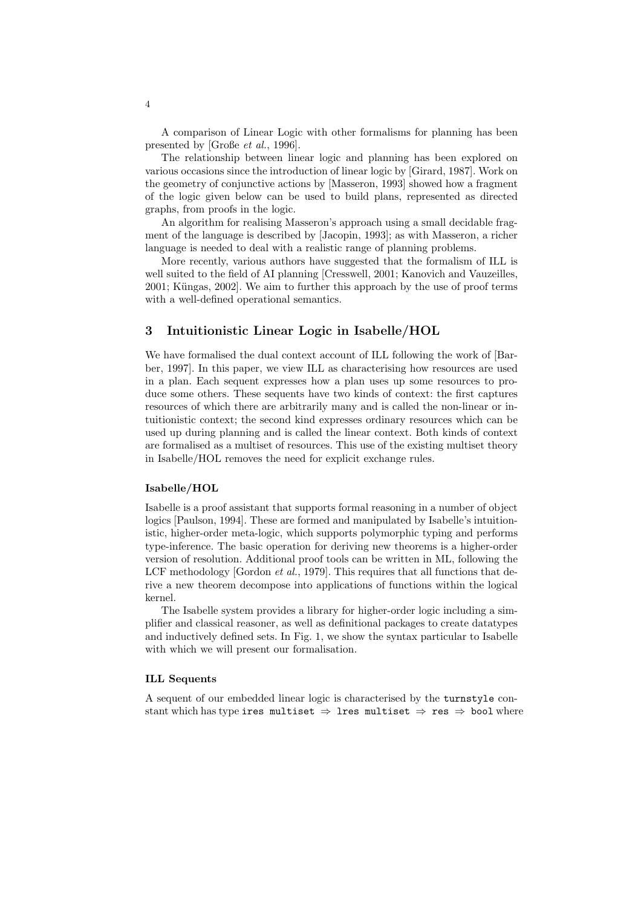A comparison of Linear Logic with other formalisms for planning has been presented by [Große *et al.*, 1996].

The relationship between linear logic and planning has been explored on various occasions since the introduction of linear logic by [Girard, 1987]. Work on the geometry of conjunctive actions by [Masseron, 1993] showed how a fragment of the logic given below can be used to build plans, represented as directed graphs, from proofs in the logic.

An algorithm for realising Masseron's approach using a small decidable fragment of the language is described by [Jacopin, 1993]; as with Masseron, a richer language is needed to deal with a realistic range of planning problems.

More recently, various authors have suggested that the formalism of ILL is well suited to the field of AI planning [Cresswell, 2001; Kanovich and Vauzeilles, 2001; Küngas, 2002]. We aim to further this approach by the use of proof terms with a well-defined operational semantics.

## 3 Intuitionistic Linear Logic in Isabelle/HOL

We have formalised the dual context account of ILL following the work of [Barber, 1997]. In this paper, we view ILL as characterising how resources are used in a plan. Each sequent expresses how a plan uses up some resources to produce some others. These sequents have two kinds of context: the first captures resources of which there are arbitrarily many and is called the non-linear or intuitionistic context; the second kind expresses ordinary resources which can be used up during planning and is called the linear context. Both kinds of context are formalised as a multiset of resources. This use of the existing multiset theory in Isabelle/HOL removes the need for explicit exchange rules.

### Isabelle/HOL

Isabelle is a proof assistant that supports formal reasoning in a number of object logics [Paulson, 1994]. These are formed and manipulated by Isabelle's intuitionistic, higher-order meta-logic, which supports polymorphic typing and performs type-inference. The basic operation for deriving new theorems is a higher-order version of resolution. Additional proof tools can be written in ML, following the LCF methodology [Gordon *et al.*, 1979]. This requires that all functions that derive a new theorem decompose into applications of functions within the logical kernel.

The Isabelle system provides a library for higher-order logic including a simplifier and classical reasoner, as well as definitional packages to create datatypes and inductively defined sets. In Fig. 1, we show the syntax particular to Isabelle with which we will present our formalisation.

### ILL Sequents

A sequent of our embedded linear logic is characterised by the `turnstyle` constant which has type `ires multiset` $\Rightarrow$ `lres multiset` $\Rightarrow$ `res` $\Rightarrow$ `bool` where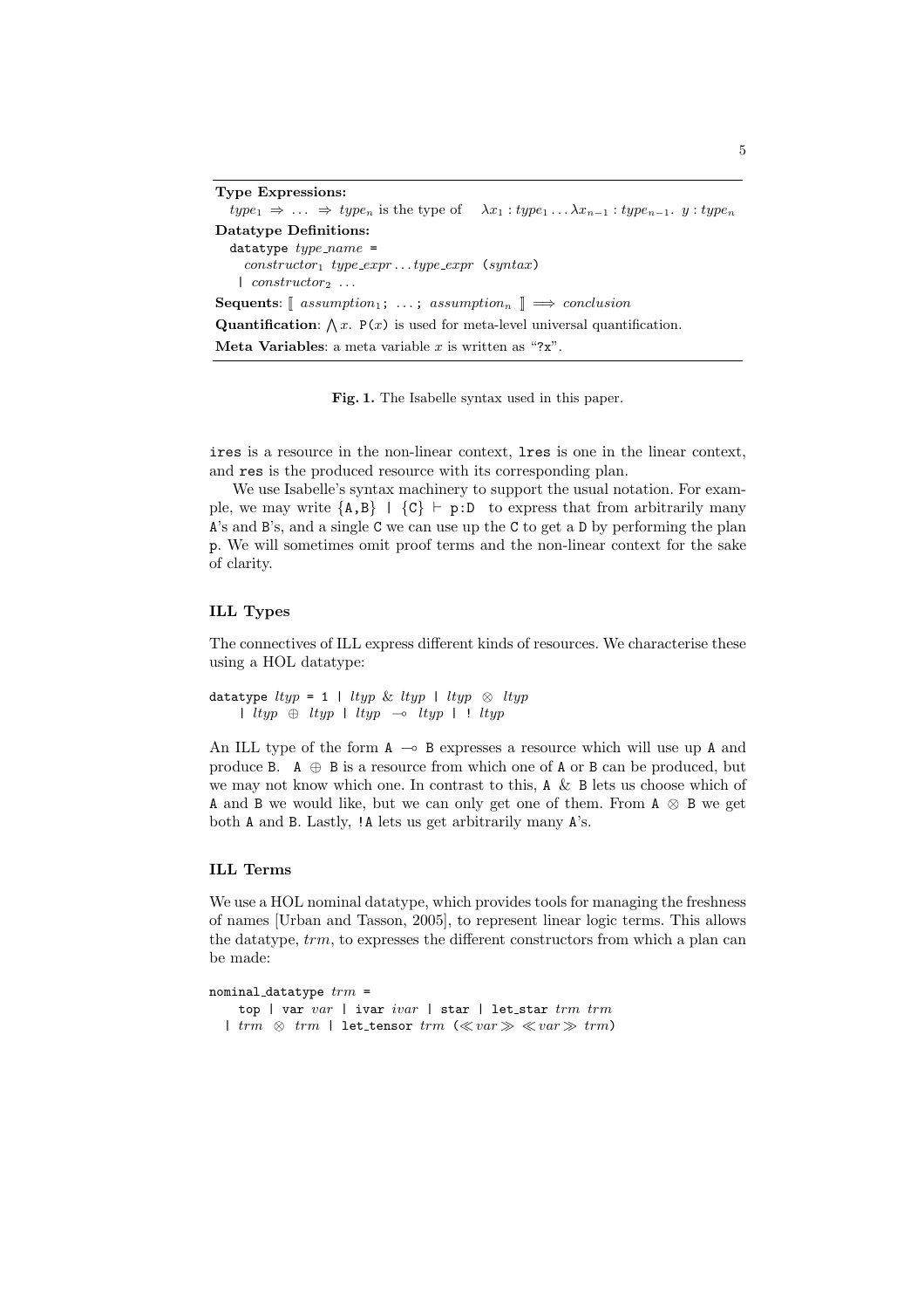**Type Expressions:**
$type_1 \Rightarrow \ldots \Rightarrow type_n$ is the type of $\lambda x_1 : type_1 \ldots \lambda x_{n-1} : type_{n-1}.\ y : type_n$

**Datatype Definitions:**

```
datatype type_name =
  constructor1 type_expr ... type_expr (syntax)
  | constructor2 ...
```

**Sequents**: $[\![$ $assumption_1$; ...; $assumption_n$ $]\!] \Longrightarrow conclusion$

**Quantification**: $\bigwedge x.$ P($x$) is used for meta-level universal quantification.

**Meta Variables**: a meta variable $x$ is written as "?x".

**Fig. 1.** The Isabelle syntax used in this paper.

ires is a resource in the non-linear context, lres is one in the linear context, and res is the produced resource with its corresponding plan.

We use Isabelle's syntax machinery to support the usual notation. For example, we may write {A,B} | {C} ⊢ p:D to express that from arbitrarily many A's and B's, and a single C we can use up the C to get a D by performing the plan p. We will sometimes omit proof terms and the non-linear context for the sake of clarity.

### ILL Types

The connectives of ILL express different kinds of resources. We characterise these using a HOL datatype:

```
datatype ltyp = 1 | ltyp & ltyp | ltyp ⊗ ltyp
    | ltyp ⊕ ltyp | ltyp ⊸ ltyp | ! ltyp
```

An ILL type of the form A ⊸ B expresses a resource which will use up A and produce B. A ⊕ B is a resource from which one of A or B can be produced, but we may not know which one. In contrast to this, A & B lets us choose which of A and B we would like, but we can only get one of them. From A ⊗ B we get both A and B. Lastly, !A lets us get arbitrarily many A's.

### ILL Terms

We use a HOL nominal datatype, which provides tools for managing the freshness of names [Urban and Tasson, 2005], to represent linear logic terms. This allows the datatype, *trm*, to expresses the different constructors from which a plan can be made:

```
nominal_datatype trm =
    top | var var | ivar ivar | star | let_star trm trm
  | trm ⊗ trm | let_tensor trm (≪var≫ ≪var≫ trm)
```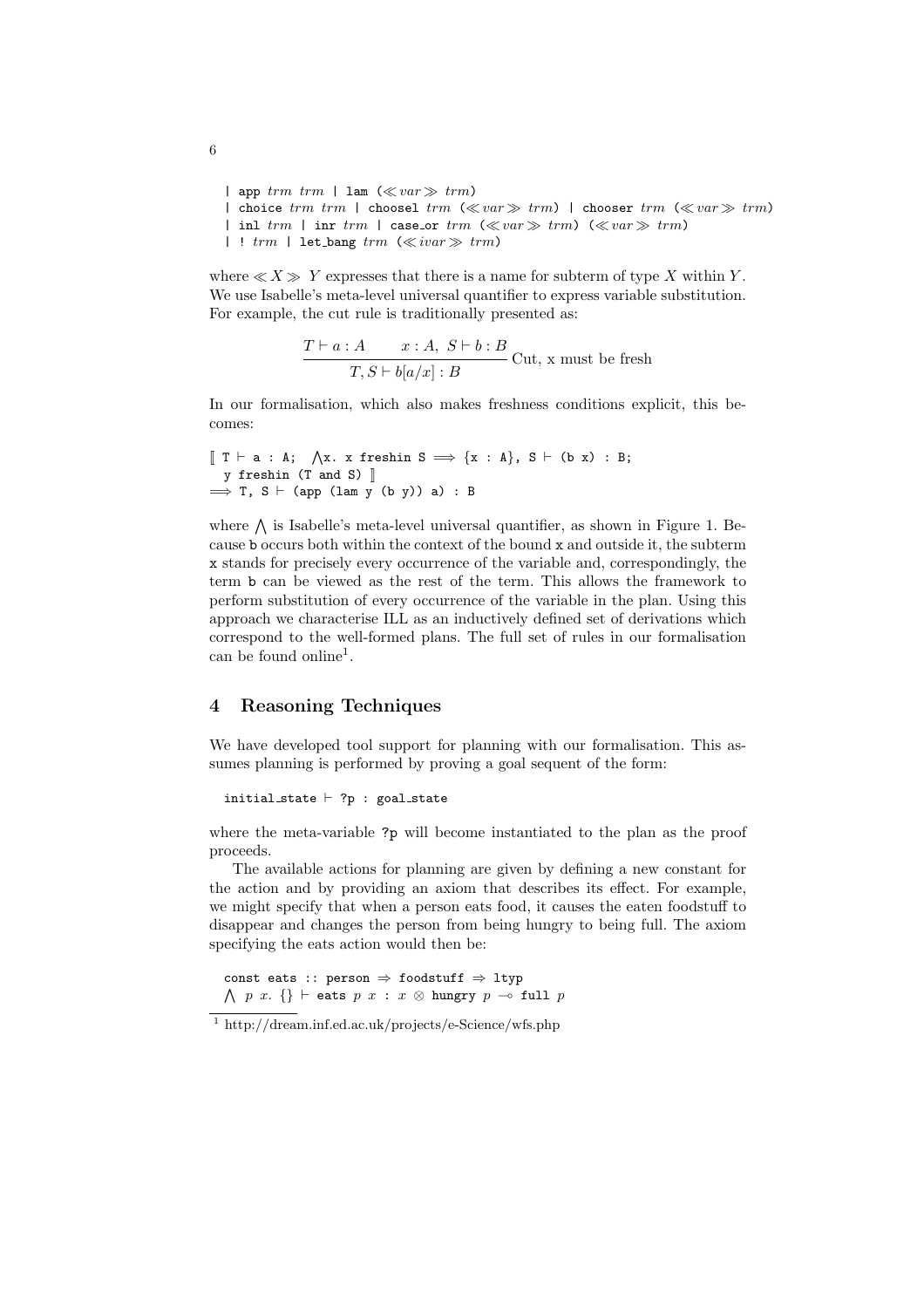```
| app trm trm | lam (≪var≫ trm)
| choice trm trm | choosel trm (≪var≫ trm) | chooser trm (≪var≫ trm)
| inl trm | inr trm | case_or trm (≪var≫ trm) (≪var≫ trm)
| ! trm | let_bang trm (≪ivar≫ trm)
```

where $\ll X \gg Y$ expresses that there is a name for subterm of type $X$ within $Y$. We use Isabelle's meta-level universal quantifier to express variable substitution. For example, the cut rule is traditionally presented as:

$$\frac{T \vdash a : A \qquad x : A,\ S \vdash b : B}{T, S \vdash b[a/x] : B}\ \text{Cut, x must be fresh}$$

In our formalisation, which also makes freshness conditions explicit, this becomes:

```
⟦ T ⊢ a : A;  ⋀x. x freshin S ⟹ {x : A}, S ⊢ (b x) : B;
  y freshin (T and S) ⟧
⟹ T, S ⊢ (app (lam y (b y)) a) : B
```

where $\bigwedge$ is Isabelle's meta-level universal quantifier, as shown in Figure 1. Because `b` occurs both within the context of the bound `x` and outside it, the subterm `x` stands for precisely every occurrence of the variable and, correspondingly, the term `b` can be viewed as the rest of the term. This allows the framework to perform substitution of every occurrence of the variable in the plan. Using this approach we characterise ILL as an inductively defined set of derivations which correspond to the well-formed plans. The full set of rules in our formalisation can be found online[1].

## 4 Reasoning Techniques

We have developed tool support for planning with our formalisation. This assumes planning is performed by proving a goal sequent of the form:

```
initial_state ⊢ ?p : goal_state
```

where the meta-variable `?p` will become instantiated to the plan as the proof proceeds.

The available actions for planning are given by defining a new constant for the action and by providing an axiom that describes its effect. For example, we might specify that when a person eats food, it causes the eaten foodstuff to disappear and changes the person from being hungry to being full. The axiom specifying the eats action would then be:

```
const eats :: person ⇒ foodstuff ⇒ ltyp
⋀ p x. {} ⊢ eats p x : x ⊗ hungry p ⊸ full p
```

[1] http://dream.inf.ed.ac.uk/projects/e-Science/wfs.php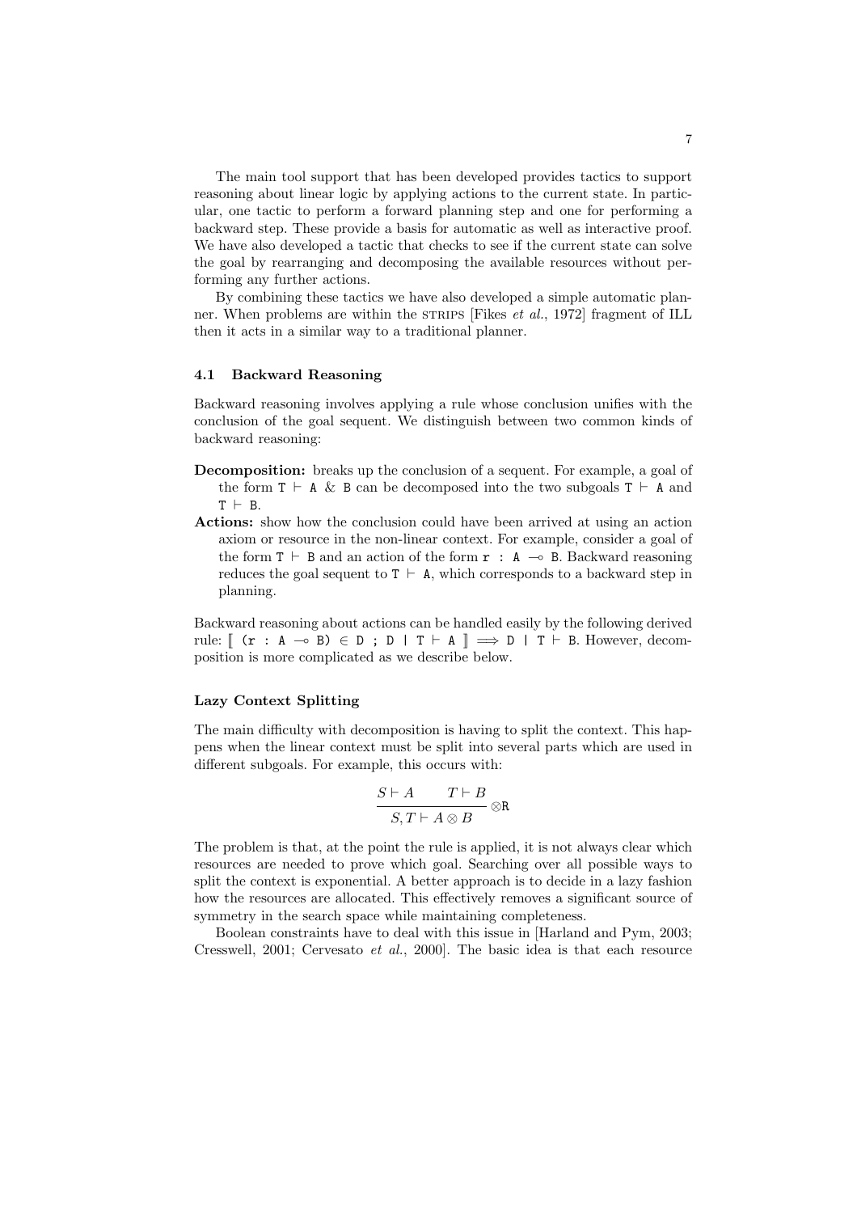The main tool support that has been developed provides tactics to support reasoning about linear logic by applying actions to the current state. In particular, one tactic to perform a forward planning step and one for performing a backward step. These provide a basis for automatic as well as interactive proof. We have also developed a tactic that checks to see if the current state can solve the goal by rearranging and decomposing the available resources without performing any further actions.

By combining these tactics we have also developed a simple automatic planner. When problems are within the STRIPS [Fikes *et al.*, 1972] fragment of ILL then it acts in a similar way to a traditional planner.

### 4.1 Backward Reasoning

Backward reasoning involves applying a rule whose conclusion unifies with the conclusion of the goal sequent. We distinguish between two common kinds of backward reasoning:

- **Decomposition:** breaks up the conclusion of a sequent. For example, a goal of the form `T` $\vdash$ `A & B` can be decomposed into the two subgoals `T` $\vdash$ `A` and `T` $\vdash$ `B`.
- **Actions:** show how the conclusion could have been arrived at using an action axiom or resource in the non-linear context. For example, consider a goal of the form `T` $\vdash$ `B` and an action of the form `r : A` $\multimap$ `B`. Backward reasoning reduces the goal sequent to `T` $\vdash$ `A`, which corresponds to a backward step in planning.

Backward reasoning about actions can be handled easily by the following derived rule: $[\![$ `(r : A` $\multimap$ `B)` $\in$ `D ; D | T` $\vdash$ `A` $]\!] \Longrightarrow$ `D | T` $\vdash$ `B`. However, decomposition is more complicated as we describe below.

#### Lazy Context Splitting

The main difficulty with decomposition is having to split the context. This happens when the linear context must be split into several parts which are used in different subgoals. For example, this occurs with:

$$\frac{S \vdash A \qquad T \vdash B}{S, T \vdash A \otimes B} \otimes\mathtt{R}$$

The problem is that, at the point the rule is applied, it is not always clear which resources are needed to prove which goal. Searching over all possible ways to split the context is exponential. A better approach is to decide in a lazy fashion how the resources are allocated. This effectively removes a significant source of symmetry in the search space while maintaining completeness.

Boolean constraints have to deal with this issue in [Harland and Pym, 2003; Cresswell, 2001; Cervesato *et al.*, 2000]. The basic idea is that each resource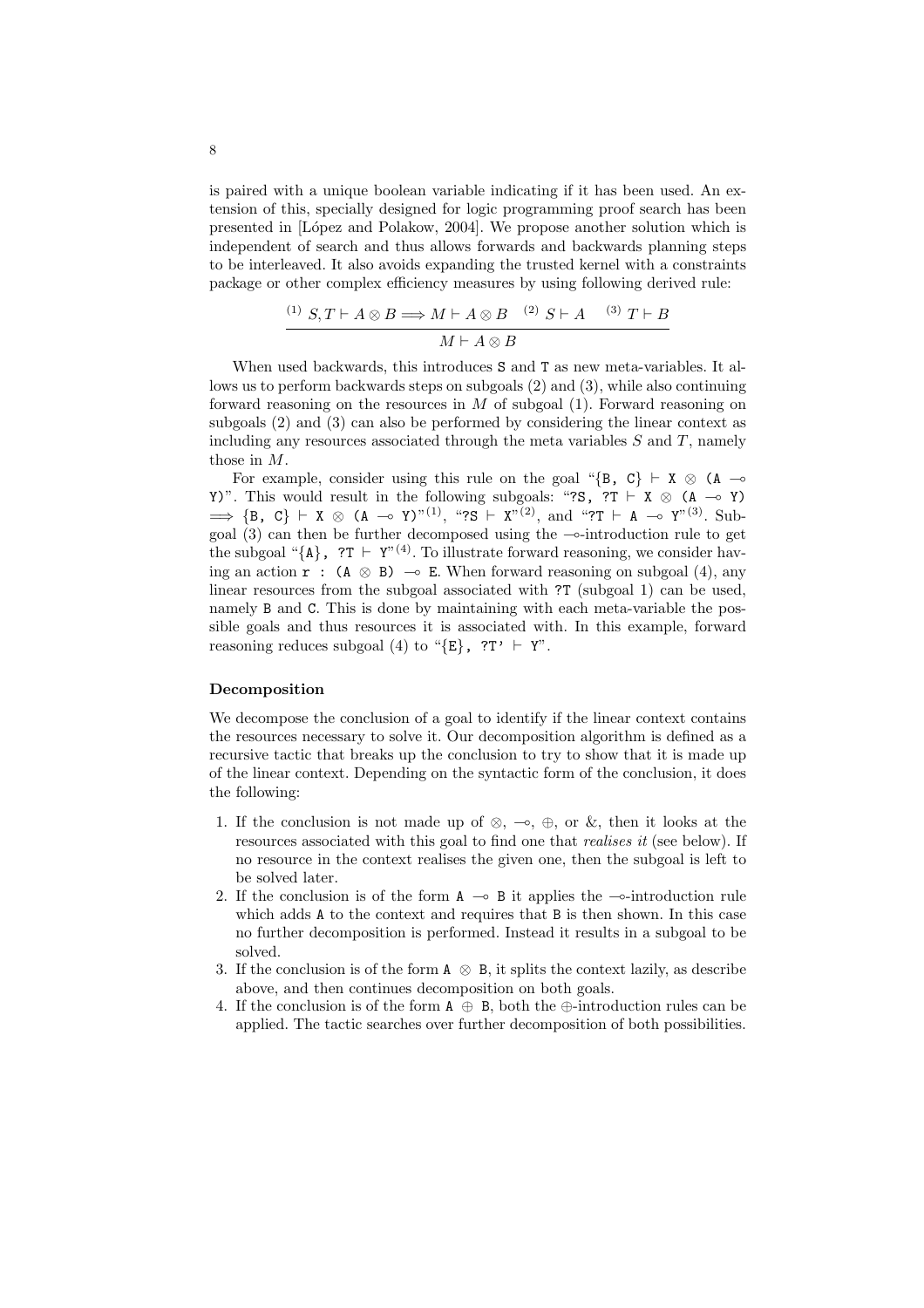is paired with a unique boolean variable indicating if it has been used. An extension of this, specially designed for logic programming proof search has been presented in [López and Polakow, 2004]. We propose another solution which is independent of search and thus allows forwards and backwards planning steps to be interleaved. It also avoids expanding the trusted kernel with a constraints package or other complex efficiency measures by using following derived rule:

$$\frac{^{(1)}\ S, T \vdash A \otimes B \Longrightarrow M \vdash A \otimes B \quad ^{(2)}\ S \vdash A \quad ^{(3)}\ T \vdash B}{M \vdash A \otimes B}$$

When used backwards, this introduces S and T as new meta-variables. It allows us to perform backwards steps on subgoals (2) and (3), while also continuing forward reasoning on the resources in $M$ of subgoal (1). Forward reasoning on subgoals (2) and (3) can also be performed by considering the linear context as including any resources associated through the meta variables $S$ and $T$, namely those in $M$.

For example, consider using this rule on the goal "{B, C} ⊢ X ⊗ (A ⊸ Y)". This would result in the following subgoals: "?S, ?T ⊢ X ⊗ (A ⊸ Y) ⟹ {B, C} ⊢ X ⊗ (A ⊸ Y)"[(1)], "?S ⊢ X"[(2)], and "?T ⊢ A ⊸ Y"[(3)]. Subgoal (3) can then be further decomposed using the ⊸-introduction rule to get the subgoal "{A}, ?T ⊢ Y"[(4)]. To illustrate forward reasoning, we consider having an action r : (A ⊗ B) ⊸ E. When forward reasoning on subgoal (4), any linear resources from the subgoal associated with ?T (subgoal 1) can be used, namely B and C. This is done by maintaining with each meta-variable the possible goals and thus resources it is associated with. In this example, forward reasoning reduces subgoal (4) to "{E}, ?T' ⊢ Y".

### Decomposition

We decompose the conclusion of a goal to identify if the linear context contains the resources necessary to solve it. Our decomposition algorithm is defined as a recursive tactic that breaks up the conclusion to try to show that it is made up of the linear context. Depending on the syntactic form of the conclusion, it does the following:

1. If the conclusion is not made up of ⊗, ⊸, ⊕, or &, then it looks at the resources associated with this goal to find one that *realises it* (see below). If no resource in the context realises the given one, then the subgoal is left to be solved later.
2. If the conclusion is of the form A ⊸ B it applies the ⊸-introduction rule which adds A to the context and requires that B is then shown. In this case no further decomposition is performed. Instead it results in a subgoal to be solved.
3. If the conclusion is of the form A ⊗ B, it splits the context lazily, as describe above, and then continues decomposition on both goals.
4. If the conclusion is of the form A ⊕ B, both the ⊕-introduction rules can be applied. The tactic searches over further decomposition of both possibilities.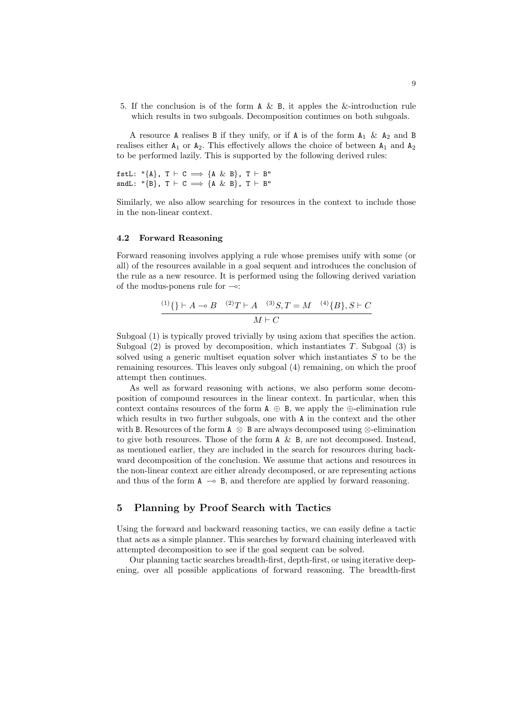5. If the conclusion is of the form `A & B`, it apples the &-introduction rule which results in two subgoals. Decomposition continues on both subgoals.

A resource `A` realises `B` if they unify, or if `A` is of the form $\mathtt{A_1}$ & $\mathtt{A_2}$ and `B` realises either $\mathtt{A_1}$ or $\mathtt{A_2}$. This effectively allows the choice of between $\mathtt{A_1}$ and $\mathtt{A_2}$ to be performed lazily. This is supported by the following derived rules:

```
fstL: "{A}, T ⊢ C ⟹ {A & B}, T ⊢ B"
sndL: "{B}, T ⊢ C ⟹ {A & B}, T ⊢ B"
```

Similarly, we also allow searching for resources in the context to include those in the non-linear context.

### 4.2 Forward Reasoning

Forward reasoning involves applying a rule whose premises unify with some (or all) of the resources available in a goal sequent and introduces the conclusion of the rule as a new resource. It is performed using the following derived variation of the modus-ponens rule for $\multimap$:

$$\frac{^{(1)}\{\} \vdash A \multimap B \quad ^{(2)}T \vdash A \quad ^{(3)}S, T = M \quad ^{(4)}\{B\}, S \vdash C}{M \vdash C}$$

Subgoal (1) is typically proved trivially by using axiom that specifies the action. Subgoal (2) is proved by decomposition, which instantiates $T$. Subgoal (3) is solved using a generic multiset equation solver which instantiates $S$ to be the remaining resources. This leaves only subgoal (4) remaining, on which the proof attempt then continues.

As well as forward reasoning with actions, we also perform some decomposition of compound resources in the linear context. In particular, when this context contains resources of the form `A` $\oplus$ `B`, we apply the $\oplus$-elimination rule which results in two further subgoals, one with `A` in the context and the other with `B`. Resources of the form `A` $\otimes$ `B` are always decomposed using $\otimes$-elimination to give both resources. Those of the form `A & B`, are not decomposed. Instead, as mentioned earlier, they are included in the search for resources during backward decomposition of the conclusion. We assume that actions and resources in the non-linear context are either already decomposed, or are representing actions and thus of the form `A` $\multimap$ `B`, and therefore are applied by forward reasoning.

## 5 Planning by Proof Search with Tactics

Using the forward and backward reasoning tactics, we can easily define a tactic that acts as a simple planner. This searches by forward chaining interleaved with attempted decomposition to see if the goal sequent can be solved.

Our planning tactic searches breadth-first, depth-first, or using iterative deepening, over all possible applications of forward reasoning. The breadth-first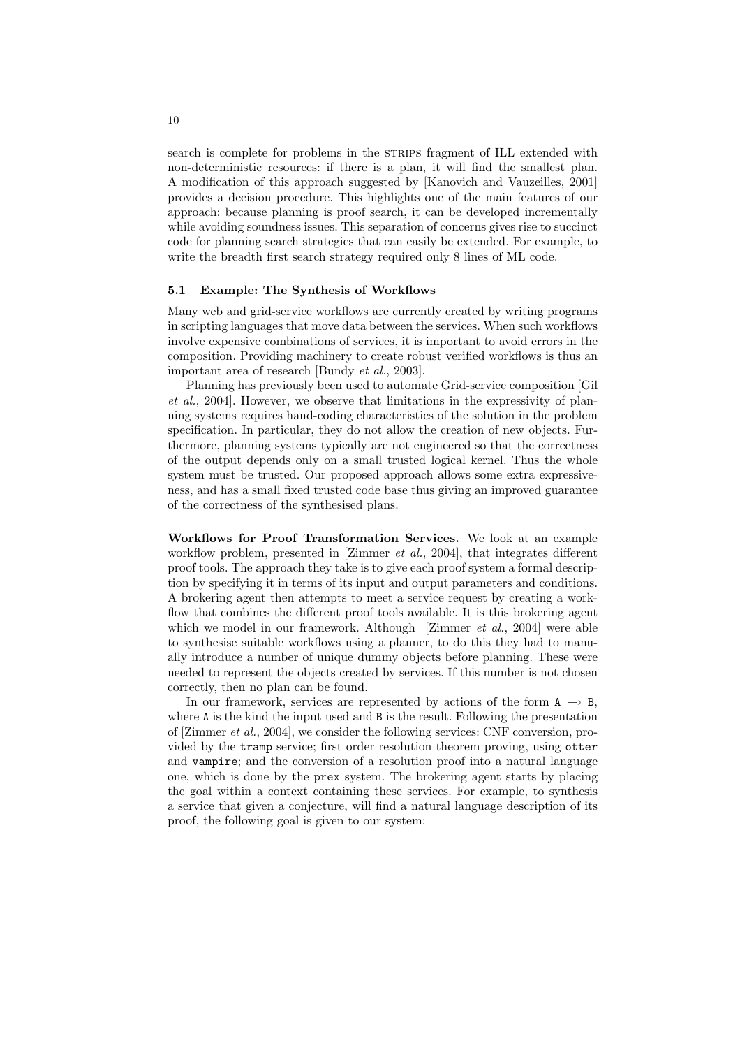search is complete for problems in the STRIPS fragment of ILL extended with non-deterministic resources: if there is a plan, it will find the smallest plan. A modification of this approach suggested by [Kanovich and Vauzeilles, 2001] provides a decision procedure. This highlights one of the main features of our approach: because planning is proof search, it can be developed incrementally while avoiding soundness issues. This separation of concerns gives rise to succinct code for planning search strategies that can easily be extended. For example, to write the breadth first search strategy required only 8 lines of ML code.

### 5.1 Example: The Synthesis of Workflows

Many web and grid-service workflows are currently created by writing programs in scripting languages that move data between the services. When such workflows involve expensive combinations of services, it is important to avoid errors in the composition. Providing machinery to create robust verified workflows is thus an important area of research [Bundy *et al.*, 2003].

Planning has previously been used to automate Grid-service composition [Gil *et al.*, 2004]. However, we observe that limitations in the expressivity of planning systems requires hand-coding characteristics of the solution in the problem specification. In particular, they do not allow the creation of new objects. Furthermore, planning systems typically are not engineered so that the correctness of the output depends only on a small trusted logical kernel. Thus the whole system must be trusted. Our proposed approach allows some extra expressiveness, and has a small fixed trusted code base thus giving an improved guarantee of the correctness of the synthesised plans.

**Workflows for Proof Transformation Services.** We look at an example workflow problem, presented in [Zimmer *et al.*, 2004], that integrates different proof tools. The approach they take is to give each proof system a formal description by specifying it in terms of its input and output parameters and conditions. A brokering agent then attempts to meet a service request by creating a workflow that combines the different proof tools available. It is this brokering agent which we model in our framework. Although [Zimmer *et al.*, 2004] were able to synthesise suitable workflows using a planner, to do this they had to manually introduce a number of unique dummy objects before planning. These were needed to represent the objects created by services. If this number is not chosen correctly, then no plan can be found.

In our framework, services are represented by actions of the form `A` $\multimap$ `B`, where `A` is the kind the input used and `B` is the result. Following the presentation of [Zimmer *et al.*, 2004], we consider the following services: CNF conversion, provided by the `tramp` service; first order resolution theorem proving, using `otter` and `vampire`; and the conversion of a resolution proof into a natural language one, which is done by the `prex` system. The brokering agent starts by placing the goal within a context containing these services. For example, to synthesis a service that given a conjecture, will find a natural language description of its proof, the following goal is given to our system: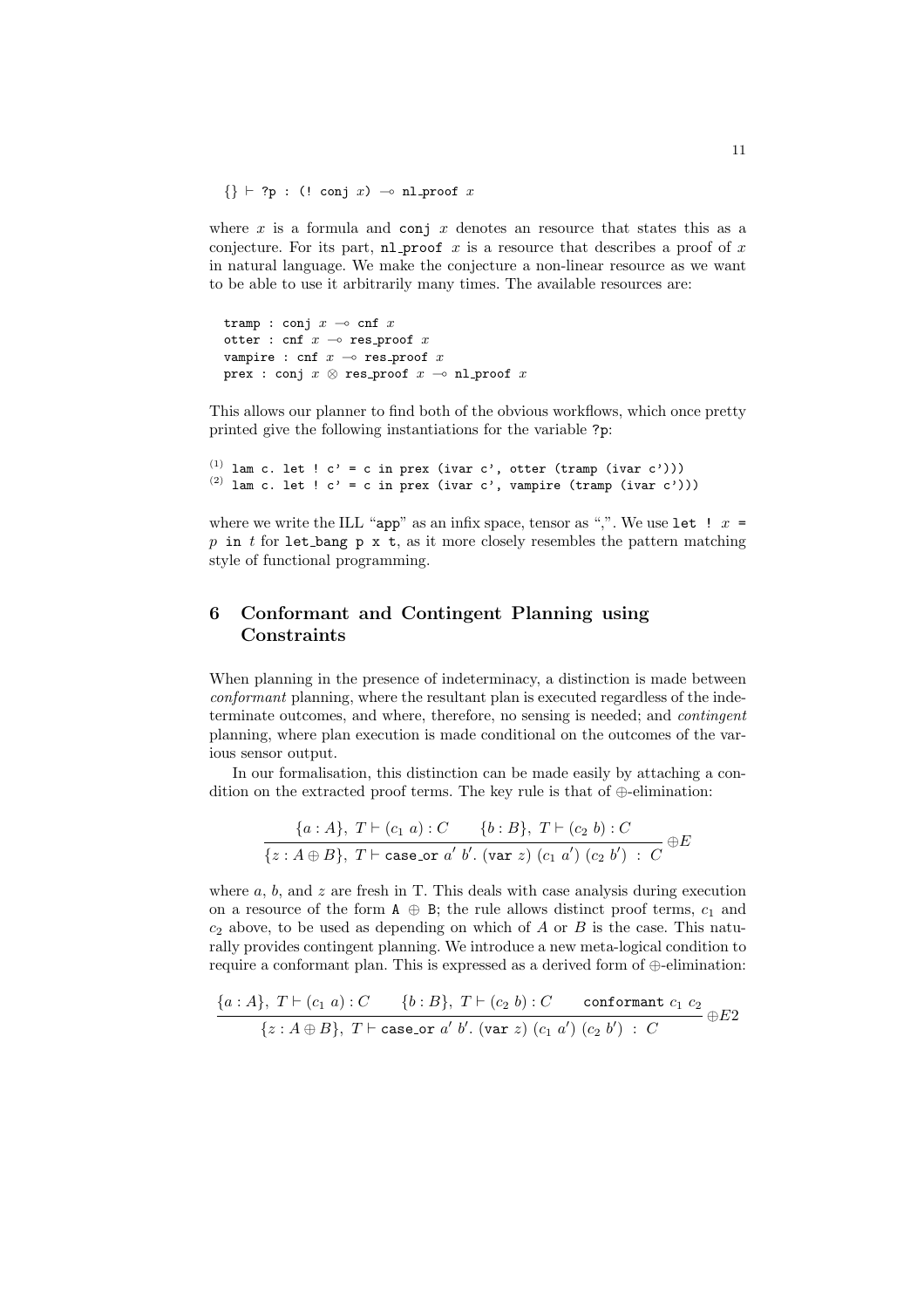```
{} ⊢ ?p : (! conj x) ⊸ nl_proof x
```

where $x$ is a formula and conj $x$ denotes an resource that states this as a conjecture. For its part, nl_proof $x$ is a resource that describes a proof of $x$ in natural language. We make the conjecture a non-linear resource as we want to be able to use it arbitrarily many times. The available resources are:

```
tramp : conj x ⊸ cnf x
otter : cnf x ⊸ res_proof x
vampire : cnf x ⊸ res_proof x
prex : conj x ⊗ res_proof x ⊸ nl_proof x
```

This allows our planner to find both of the obvious workflows, which once pretty printed give the following instantiations for the variable ?p:

```
(1) lam c. let ! c' = c in prex (ivar c', otter (tramp (ivar c')))
(2) lam c. let ! c' = c in prex (ivar c', vampire (tramp (ivar c')))
```

where we write the ILL "app" as an infix space, tensor as ",". We use `let ! x = p in t` for `let_bang p x t`, as it more closely resembles the pattern matching style of functional programming.

## 6 Conformant and Contingent Planning using Constraints

When planning in the presence of indeterminacy, a distinction is made between *conformant* planning, where the resultant plan is executed regardless of the indeterminate outcomes, and where, therefore, no sensing is needed; and *contingent* planning, where plan execution is made conditional on the outcomes of the various sensor output.

In our formalisation, this distinction can be made easily by attaching a condition on the extracted proof terms. The key rule is that of $\oplus$-elimination:

$$\frac{\{a : A\},\ T \vdash (c_1\ a) : C \qquad \{b : B\},\ T \vdash (c_2\ b) : C}{\{z : A \oplus B\},\ T \vdash \texttt{case\_or}\ a'\ b'.\ (\texttt{var}\ z)\ (c_1\ a')\ (c_2\ b')\ :\ C}\ \oplus E$$

where $a$, $b$, and $z$ are fresh in T. This deals with case analysis during execution on a resource of the form $A \oplus B$; the rule allows distinct proof terms, $c_1$ and $c_2$ above, to be used as depending on which of $A$ or $B$ is the case. This naturally provides contingent planning. We introduce a new meta-logical condition to require a conformant plan. This is expressed as a derived form of $\oplus$-elimination:

$$\frac{\{a : A\},\ T \vdash (c_1\ a) : C \qquad \{b : B\},\ T \vdash (c_2\ b) : C \qquad \texttt{conformant}\ c_1\ c_2}{\{z : A \oplus B\},\ T \vdash \texttt{case\_or}\ a'\ b'.\ (\texttt{var}\ z)\ (c_1\ a')\ (c_2\ b')\ :\ C}\ \oplus E2$$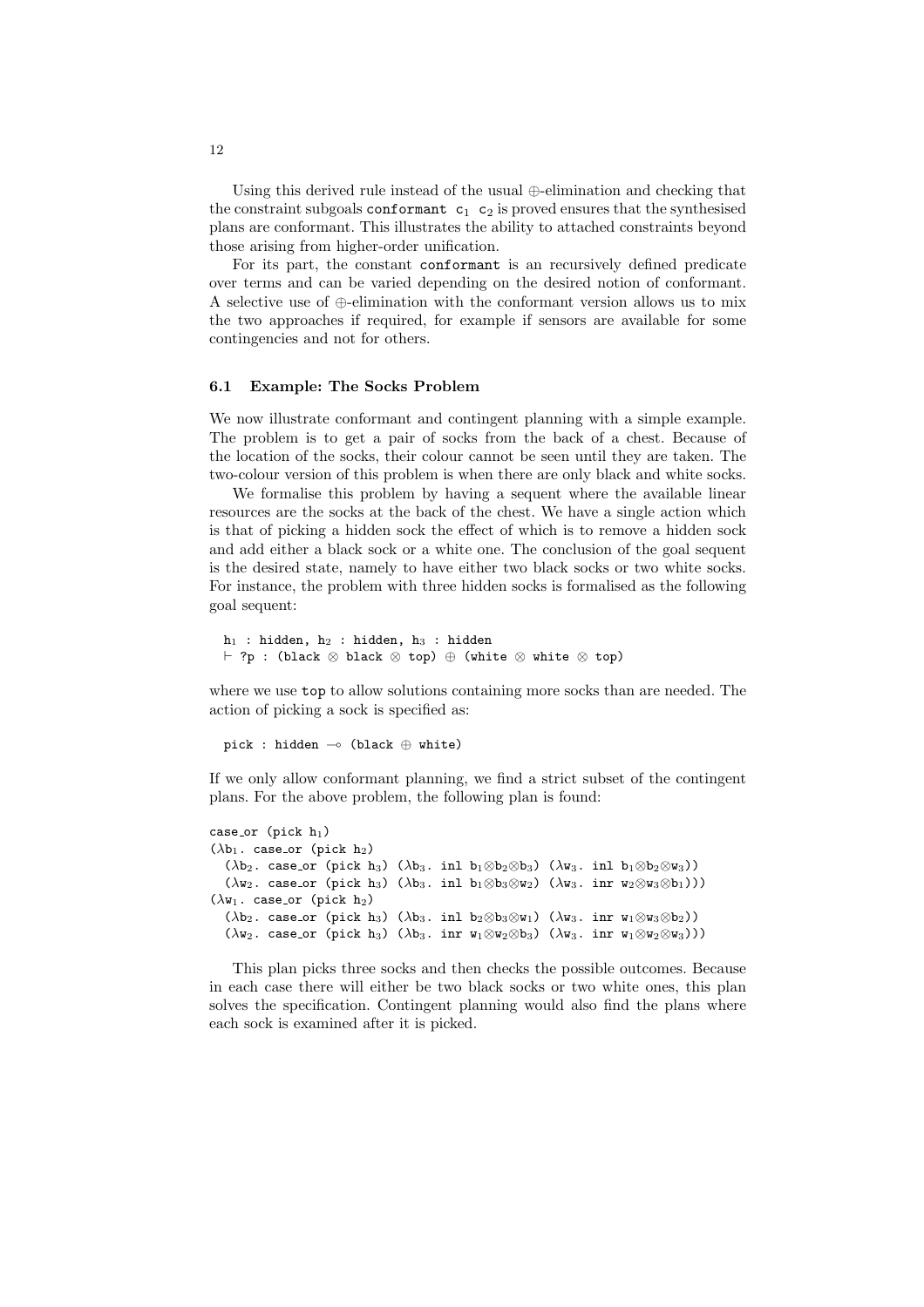Using this derived rule instead of the usual ⊕-elimination and checking that the constraint subgoals `conformant c1 c2` is proved ensures that the synthesised plans are conformant. This illustrates the ability to attached constraints beyond those arising from higher-order unification.

For its part, the constant `conformant` is an recursively defined predicate over terms and can be varied depending on the desired notion of conformant. A selective use of ⊕-elimination with the conformant version allows us to mix the two approaches if required, for example if sensors are available for some contingencies and not for others.

### 6.1 Example: The Socks Problem

We now illustrate conformant and contingent planning with a simple example. The problem is to get a pair of socks from the back of a chest. Because of the location of the socks, their colour cannot be seen until they are taken. The two-colour version of this problem is when there are only black and white socks.

We formalise this problem by having a sequent where the available linear resources are the socks at the back of the chest. We have a single action which is that of picking a hidden sock the effect of which is to remove a hidden sock and add either a black sock or a white one. The conclusion of the goal sequent is the desired state, namely to have either two black socks or two white socks. For instance, the problem with three hidden socks is formalised as the following goal sequent:

```
h1 : hidden, h2 : hidden, h3 : hidden
⊢ ?p : (black ⊗ black ⊗ top) ⊕ (white ⊗ white ⊗ top)
```

where we use `top` to allow solutions containing more socks than are needed. The action of picking a sock is specified as:

```
pick : hidden ⊸ (black ⊕ white)
```

If we only allow conformant planning, we find a strict subset of the contingent plans. For the above problem, the following plan is found:

```
case_or (pick h1)
(λb1. case_or (pick h2)
  (λb2. case_or (pick h3) (λb3. inl b1⊗b2⊗b3) (λw3. inl b1⊗b2⊗w3))
  (λw2. case_or (pick h3) (λb3. inl b1⊗b3⊗w2) (λw3. inr w2⊗w3⊗b1)))
(λw1. case_or (pick h2)
  (λb2. case_or (pick h3) (λb3. inl b2⊗b3⊗w1) (λw3. inr w1⊗w3⊗b2))
  (λw2. case_or (pick h3) (λb3. inr w1⊗w2⊗b3) (λw3. inr w1⊗w2⊗w3)))
```

This plan picks three socks and then checks the possible outcomes. Because in each case there will either be two black socks or two white ones, this plan solves the specification. Contingent planning would also find the plans where each sock is examined after it is picked.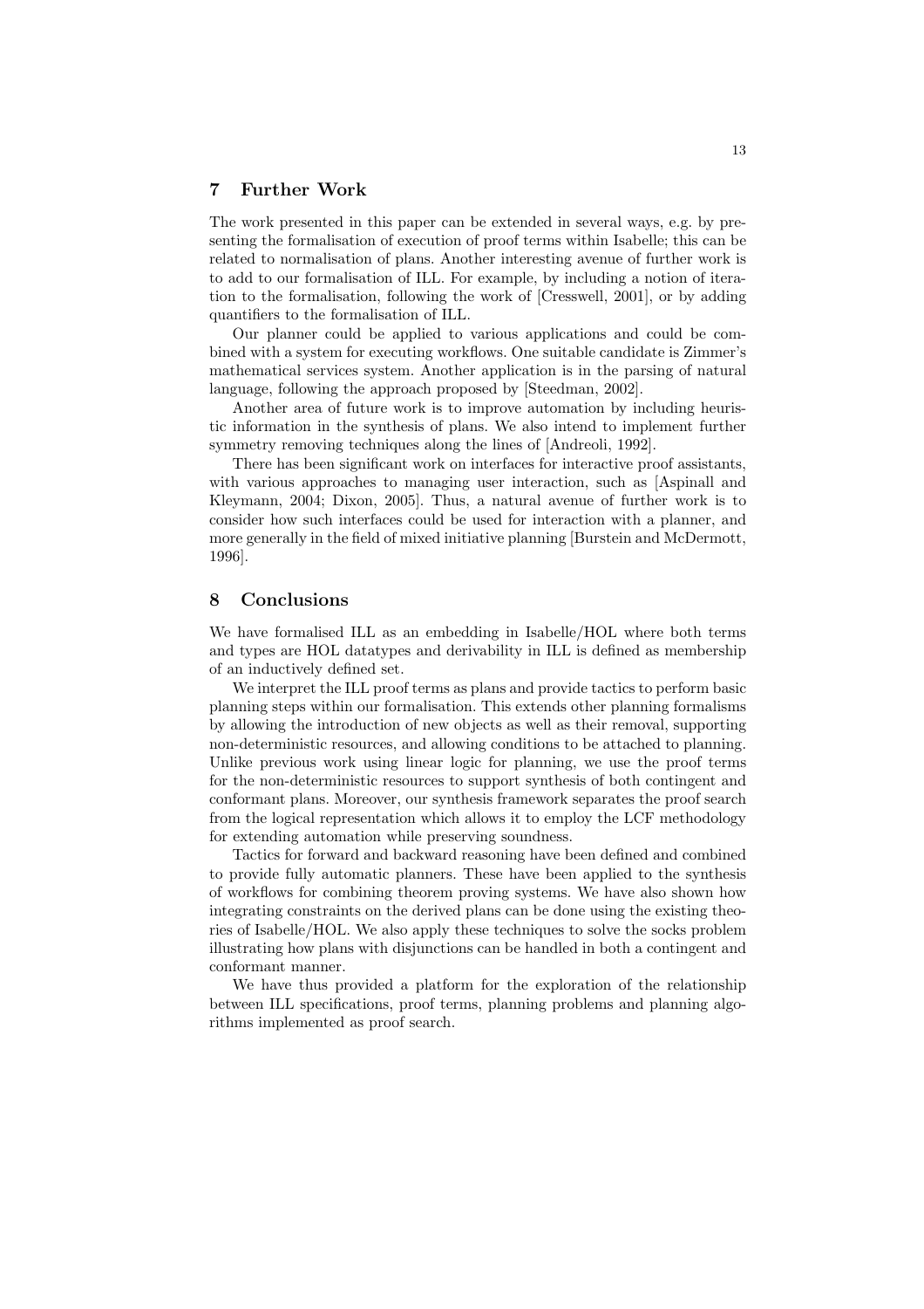## 7 Further Work

The work presented in this paper can be extended in several ways, e.g. by presenting the formalisation of execution of proof terms within Isabelle; this can be related to normalisation of plans. Another interesting avenue of further work is to add to our formalisation of ILL. For example, by including a notion of iteration to the formalisation, following the work of [Cresswell, 2001], or by adding quantifiers to the formalisation of ILL.

Our planner could be applied to various applications and could be combined with a system for executing workflows. One suitable candidate is Zimmer's mathematical services system. Another application is in the parsing of natural language, following the approach proposed by [Steedman, 2002].

Another area of future work is to improve automation by including heuristic information in the synthesis of plans. We also intend to implement further symmetry removing techniques along the lines of [Andreoli, 1992].

There has been significant work on interfaces for interactive proof assistants, with various approaches to managing user interaction, such as [Aspinall and Kleymann, 2004; Dixon, 2005]. Thus, a natural avenue of further work is to consider how such interfaces could be used for interaction with a planner, and more generally in the field of mixed initiative planning [Burstein and McDermott, 1996].

## 8 Conclusions

We have formalised ILL as an embedding in Isabelle/HOL where both terms and types are HOL datatypes and derivability in ILL is defined as membership of an inductively defined set.

We interpret the ILL proof terms as plans and provide tactics to perform basic planning steps within our formalisation. This extends other planning formalisms by allowing the introduction of new objects as well as their removal, supporting non-deterministic resources, and allowing conditions to be attached to planning. Unlike previous work using linear logic for planning, we use the proof terms for the non-deterministic resources to support synthesis of both contingent and conformant plans. Moreover, our synthesis framework separates the proof search from the logical representation which allows it to employ the LCF methodology for extending automation while preserving soundness.

Tactics for forward and backward reasoning have been defined and combined to provide fully automatic planners. These have been applied to the synthesis of workflows for combining theorem proving systems. We have also shown how integrating constraints on the derived plans can be done using the existing theories of Isabelle/HOL. We also apply these techniques to solve the socks problem illustrating how plans with disjunctions can be handled in both a contingent and conformant manner.

We have thus provided a platform for the exploration of the relationship between ILL specifications, proof terms, planning problems and planning algorithms implemented as proof search.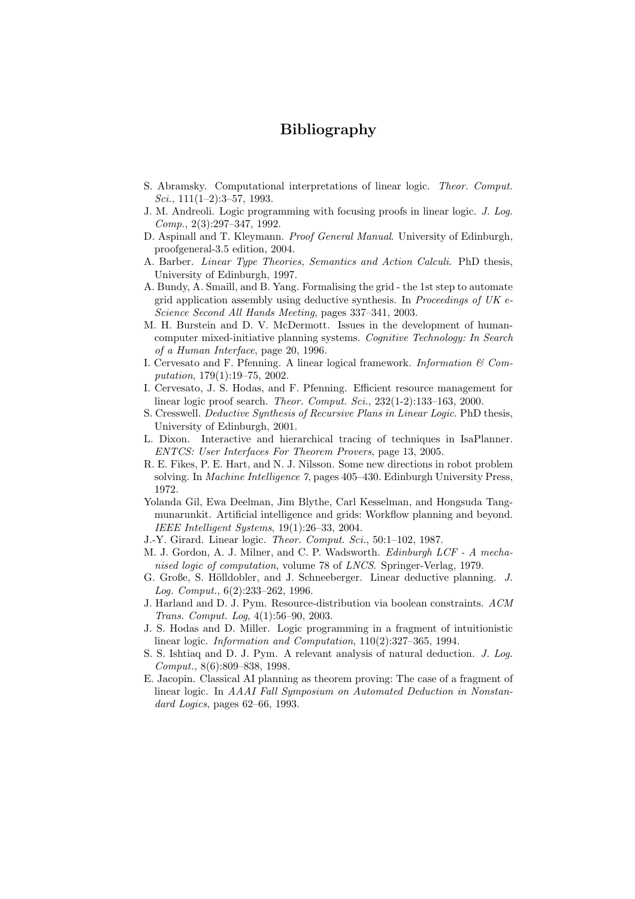# Bibliography

S. Abramsky. Computational interpretations of linear logic. *Theor. Comput. Sci.*, 111(1–2):3–57, 1993.

J. M. Andreoli. Logic programming with focusing proofs in linear logic. *J. Log. Comp.*, 2(3):297–347, 1992.

D. Aspinall and T. Kleymann. *Proof General Manual*. University of Edinburgh, proofgeneral-3.5 edition, 2004.

A. Barber. *Linear Type Theories, Semantics and Action Calculi*. PhD thesis, University of Edinburgh, 1997.

A. Bundy, A. Smaill, and B. Yang. Formalising the grid - the 1st step to automate grid application assembly using deductive synthesis. In *Proceedings of UK e-Science Second All Hands Meeting*, pages 337–341, 2003.

M. H. Burstein and D. V. McDermott. Issues in the development of human-computer mixed-initiative planning systems. *Cognitive Technology: In Search of a Human Interface*, page 20, 1996.

I. Cervesato and F. Pfenning. A linear logical framework. *Information & Computation*, 179(1):19–75, 2002.

I. Cervesato, J. S. Hodas, and F. Pfenning. Efficient resource management for linear logic proof search. *Theor. Comput. Sci.*, 232(1-2):133–163, 2000.

S. Cresswell. *Deductive Synthesis of Recursive Plans in Linear Logic*. PhD thesis, University of Edinburgh, 2001.

L. Dixon. Interactive and hierarchical tracing of techniques in IsaPlanner. *ENTCS: User Interfaces For Theorem Provers*, page 13, 2005.

R. E. Fikes, P. E. Hart, and N. J. Nilsson. Some new directions in robot problem solving. In *Machine Intelligence 7*, pages 405–430. Edinburgh University Press, 1972.

Yolanda Gil, Ewa Deelman, Jim Blythe, Carl Kesselman, and Hongsuda Tangmunarunkit. Artificial intelligence and grids: Workflow planning and beyond. *IEEE Intelligent Systems*, 19(1):26–33, 2004.

J.-Y. Girard. Linear logic. *Theor. Comput. Sci.*, 50:1–102, 1987.

M. J. Gordon, A. J. Milner, and C. P. Wadsworth. *Edinburgh LCF - A mechanised logic of computation*, volume 78 of *LNCS*. Springer-Verlag, 1979.

G. Große, S. Hölldobler, and J. Schneeberger. Linear deductive planning. *J. Log. Comput.*, 6(2):233–262, 1996.

J. Harland and D. J. Pym. Resource-distribution via boolean constraints. *ACM Trans. Comput. Log*, 4(1):56–90, 2003.

J. S. Hodas and D. Miller. Logic programming in a fragment of intuitionistic linear logic. *Information and Computation*, 110(2):327–365, 1994.

S. S. Ishtiaq and D. J. Pym. A relevant analysis of natural deduction. *J. Log. Comput.*, 8(6):809–838, 1998.

E. Jacopin. Classical AI planning as theorem proving: The case of a fragment of linear logic. In *AAAI Fall Symposium on Automated Deduction in Nonstandard Logics*, pages 62–66, 1993.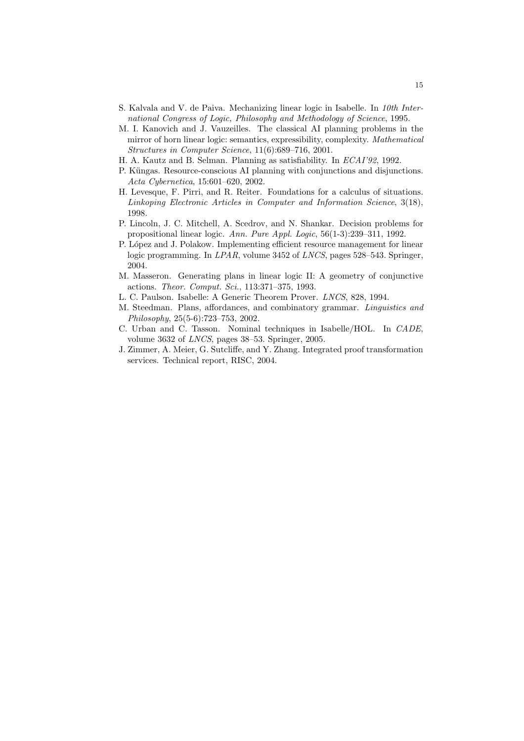S. Kalvala and V. de Paiva. Mechanizing linear logic in Isabelle. In *10th International Congress of Logic, Philosophy and Methodology of Science*, 1995.

M. I. Kanovich and J. Vauzeilles. The classical AI planning problems in the mirror of horn linear logic: semantics, expressibility, complexity. *Mathematical Structures in Computer Science*, 11(6):689–716, 2001.

H. A. Kautz and B. Selman. Planning as satisfiability. In *ECAI'92*, 1992.

P. Küngas. Resource-conscious AI planning with conjunctions and disjunctions. *Acta Cybernetica*, 15:601–620, 2002.

H. Levesque, F. Pirri, and R. Reiter. Foundations for a calculus of situations. *Linkoping Electronic Articles in Computer and Information Science*, 3(18), 1998.

P. Lincoln, J. C. Mitchell, A. Scedrov, and N. Shankar. Decision problems for propositional linear logic. *Ann. Pure Appl. Logic*, 56(1-3):239–311, 1992.

P. López and J. Polakow. Implementing efficient resource management for linear logic programming. In *LPAR*, volume 3452 of *LNCS*, pages 528–543. Springer, 2004.

M. Masseron. Generating plans in linear logic II: A geometry of conjunctive actions. *Theor. Comput. Sci.*, 113:371–375, 1993.

L. C. Paulson. Isabelle: A Generic Theorem Prover. *LNCS*, 828, 1994.

M. Steedman. Plans, affordances, and combinatory grammar. *Linguistics and Philosophy*, 25(5-6):723–753, 2002.

C. Urban and C. Tasson. Nominal techniques in Isabelle/HOL. In *CADE*, volume 3632 of *LNCS*, pages 38–53. Springer, 2005.

J. Zimmer, A. Meier, G. Sutcliffe, and Y. Zhang. Integrated proof transformation services. Technical report, RISC, 2004.